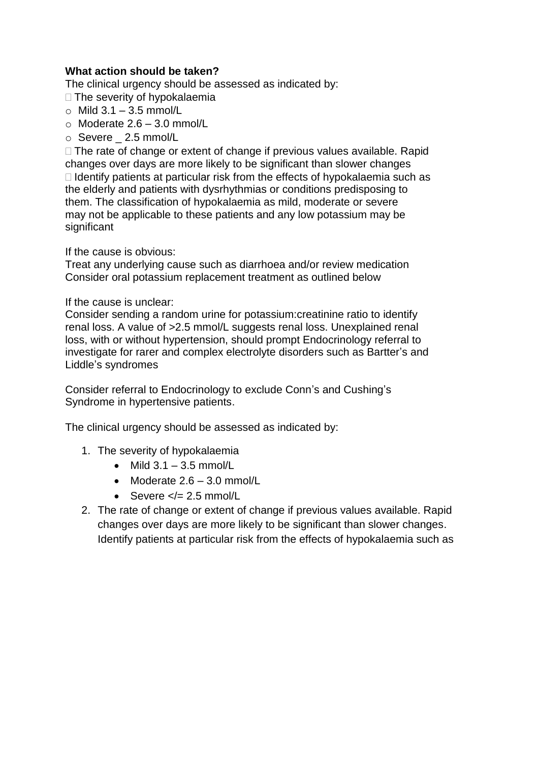**What action should be taken?**

The clinical urgency should be assessed as indicated by:

- The severity of hypokalaemia
  - Mild 3.1 – 3.5 mmol/L
  - Moderate 2.6 – 3.0 mmol/L
  - Severe _ 2.5 mmol/L
- The rate of change or extent of change if previous values available. Rapid changes over days are more likely to be significant than slower changes
- Identify patients at particular risk from the effects of hypokalaemia such as the elderly and patients with dysrhythmias or conditions predisposing to them. The classification of hypokalaemia as mild, moderate or severe may not be applicable to these patients and any low potassium may be significant

If the cause is obvious:
Treat any underlying cause such as diarrhoea and/or review medication
Consider oral potassium replacement treatment as outlined below

If the cause is unclear:
Consider sending a random urine for potassium:creatinine ratio to identify renal loss. A value of >2.5 mmol/L suggests renal loss. Unexplained renal loss, with or without hypertension, should prompt Endocrinology referral to investigate for rarer and complex electrolyte disorders such as Bartter's and Liddle's syndromes

Consider referral to Endocrinology to exclude Conn's and Cushing's Syndrome in hypertensive patients.

The clinical urgency should be assessed as indicated by:

1. The severity of hypokalaemia
   - Mild 3.1 – 3.5 mmol/L
   - Moderate 2.6 – 3.0 mmol/L
   - Severe </= 2.5 mmol/L
2. The rate of change or extent of change if previous values available. Rapid changes over days are more likely to be significant than slower changes. Identify patients at particular risk from the effects of hypokalaemia such as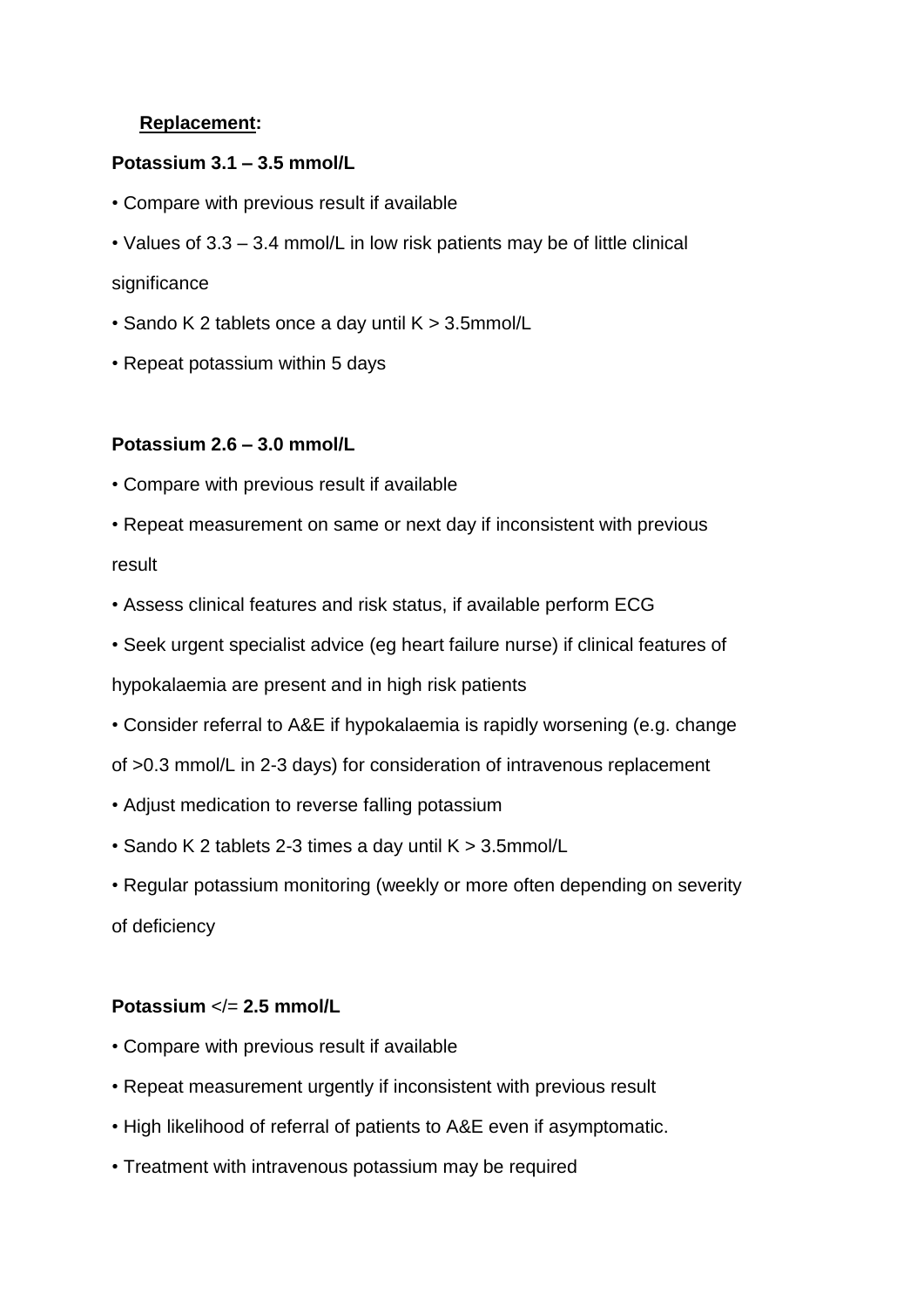**<u>Replacement</u>:**

**Potassium 3.1 – 3.5 mmol/L**

- Compare with previous result if available
- Values of 3.3 – 3.4 mmol/L in low risk patients may be of little clinical significance
- Sando K 2 tablets once a day until K > 3.5mmol/L
- Repeat potassium within 5 days

**Potassium 2.6 – 3.0 mmol/L**

- Compare with previous result if available
- Repeat measurement on same or next day if inconsistent with previous result
- Assess clinical features and risk status, if available perform ECG
- Seek urgent specialist advice (eg heart failure nurse) if clinical features of hypokalaemia are present and in high risk patients
- Consider referral to A&E if hypokalaemia is rapidly worsening (e.g. change of >0.3 mmol/L in 2-3 days) for consideration of intravenous replacement
- Adjust medication to reverse falling potassium
- Sando K 2 tablets 2-3 times a day until K > 3.5mmol/L
- Regular potassium monitoring (weekly or more often depending on severity of deficiency

**Potassium** </= **2.5 mmol/L**

- Compare with previous result if available
- Repeat measurement urgently if inconsistent with previous result
- High likelihood of referral of patients to A&E even if asymptomatic.
- Treatment with intravenous potassium may be required